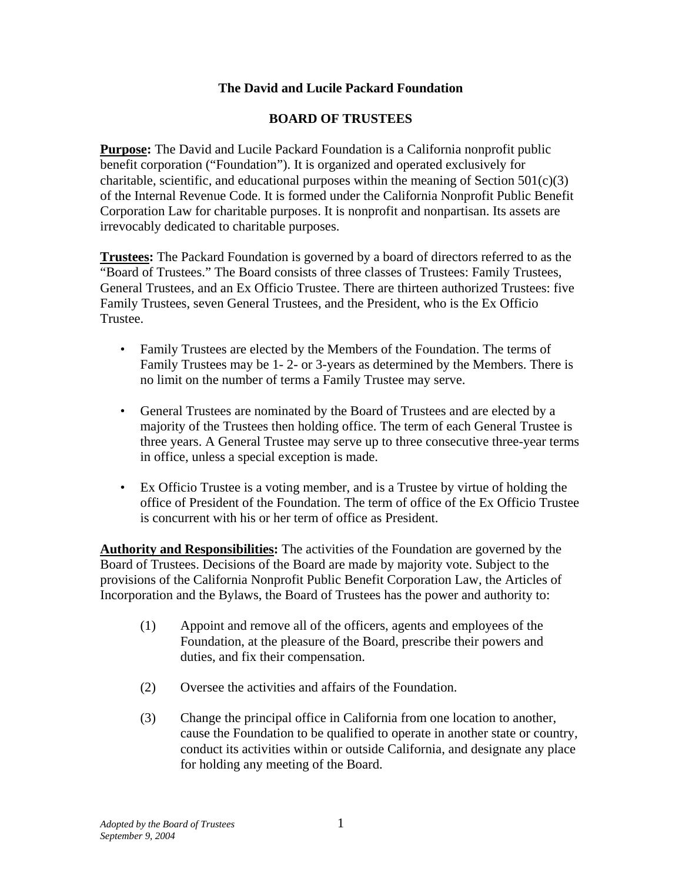# The David and Lucile Packard Foundation

## BOARD OF TRUSTEES

**<u>Purpose</u>:** The David and Lucile Packard Foundation is a California nonprofit public benefit corporation ("Foundation"). It is organized and operated exclusively for charitable, scientific, and educational purposes within the meaning of Section 501(c)(3) of the Internal Revenue Code. It is formed under the California Nonprofit Public Benefit Corporation Law for charitable purposes. It is nonprofit and nonpartisan. Its assets are irrevocably dedicated to charitable purposes.

**<u>Trustees</u>:** The Packard Foundation is governed by a board of directors referred to as the "Board of Trustees." The Board consists of three classes of Trustees: Family Trustees, General Trustees, and an Ex Officio Trustee. There are thirteen authorized Trustees: five Family Trustees, seven General Trustees, and the President, who is the Ex Officio Trustee.

- Family Trustees are elected by the Members of the Foundation. The terms of Family Trustees may be 1- 2- or 3-years as determined by the Members. There is no limit on the number of terms a Family Trustee may serve.
- General Trustees are nominated by the Board of Trustees and are elected by a majority of the Trustees then holding office. The term of each General Trustee is three years. A General Trustee may serve up to three consecutive three-year terms in office, unless a special exception is made.
- Ex Officio Trustee is a voting member, and is a Trustee by virtue of holding the office of President of the Foundation. The term of office of the Ex Officio Trustee is concurrent with his or her term of office as President.

**<u>Authority and Responsibilities</u>:** The activities of the Foundation are governed by the Board of Trustees. Decisions of the Board are made by majority vote. Subject to the provisions of the California Nonprofit Public Benefit Corporation Law, the Articles of Incorporation and the Bylaws, the Board of Trustees has the power and authority to:

(1) Appoint and remove all of the officers, agents and employees of the Foundation, at the pleasure of the Board, prescribe their powers and duties, and fix their compensation.

(2) Oversee the activities and affairs of the Foundation.

(3) Change the principal office in California from one location to another, cause the Foundation to be qualified to operate in another state or country, conduct its activities within or outside California, and designate any place for holding any meeting of the Board.

*Adopted by the Board of Trustees*
*September 9, 2004*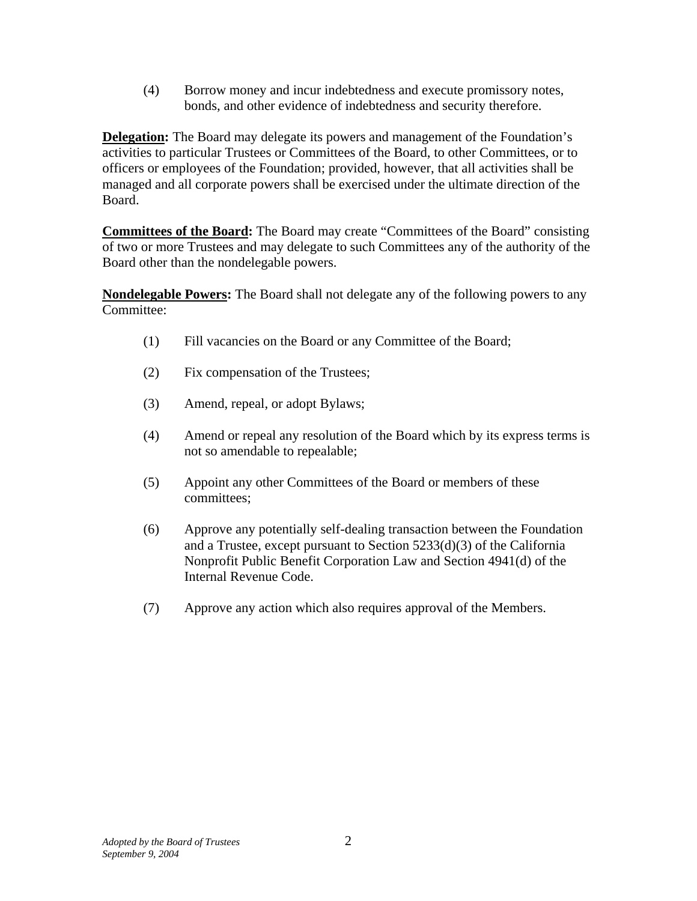(4) Borrow money and incur indebtedness and execute promissory notes, bonds, and other evidence of indebtedness and security therefore.

**Delegation:** The Board may delegate its powers and management of the Foundation's activities to particular Trustees or Committees of the Board, to other Committees, or to officers or employees of the Foundation; provided, however, that all activities shall be managed and all corporate powers shall be exercised under the ultimate direction of the Board.

**Committees of the Board:** The Board may create "Committees of the Board" consisting of two or more Trustees and may delegate to such Committees any of the authority of the Board other than the nondelegable powers.

**Nondelegable Powers:** The Board shall not delegate any of the following powers to any Committee:

(1) Fill vacancies on the Board or any Committee of the Board;

(2) Fix compensation of the Trustees;

(3) Amend, repeal, or adopt Bylaws;

(4) Amend or repeal any resolution of the Board which by its express terms is not so amendable to repealable;

(5) Appoint any other Committees of the Board or members of these committees;

(6) Approve any potentially self-dealing transaction between the Foundation and a Trustee, except pursuant to Section 5233(d)(3) of the California Nonprofit Public Benefit Corporation Law and Section 4941(d) of the Internal Revenue Code.

(7) Approve any action which also requires approval of the Members.

*Adopted by the Board of Trustees*
*September 9, 2004*